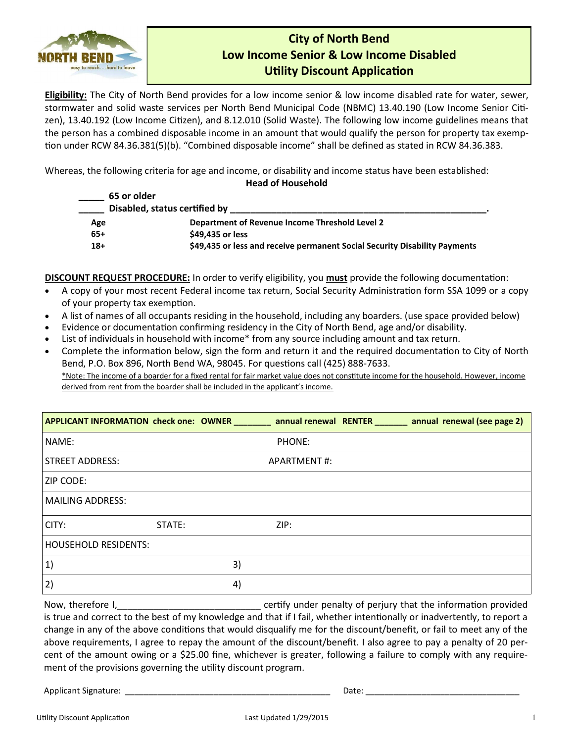# City of North Bend
## Low Income Senior & Low Income Disabled
## Utility Discount Application

**Eligibility:** The City of North Bend provides for a low income senior & low income disabled rate for water, sewer, stormwater and solid waste services per North Bend Municipal Code (NBMC) 13.40.190 (Low Income Senior Citizen), 13.40.192 (Low Income Citizen), and 8.12.010 (Solid Waste). The following low income guidelines means that the person has a combined disposable income in an amount that would qualify the person for property tax exemption under RCW 84.36.381(5)(b). "Combined disposable income" shall be defined as stated in RCW 84.36.383.

Whereas, the following criteria for age and income, or disability and income status have been established:

**Head of Household**

**_____ 65 or older**

**_____ Disabled, status certified by ___________________________________________________.**

| Age | Department of Revenue Income Threshold Level 2 |
|---|---|
| 65+ | $49,435 or less |
| 18+ | $49,435 or less and receive permanent Social Security Disability Payments |

**DISCOUNT REQUEST PROCEDURE:** In order to verify eligibility, you **must** provide the following documentation:

- A copy of your most recent Federal income tax return, Social Security Administration form SSA 1099 or a copy of your property tax exemption.
- A list of names of all occupants residing in the household, including any boarders. (use space provided below)
- Evidence or documentation confirming residency in the City of North Bend, age and/or disability.
- List of individuals in household with income* from any source including amount and tax return.
- Complete the information below, sign the form and return it and the required documentation to City of North Bend, P.O. Box 896, North Bend WA, 98045. For questions call (425) 888-7633.

*Note: The income of a boarder for a fixed rental for fair market value does not constitute income for the household. However, income derived from rent from the boarder shall be included in the applicant's income.*

| **APPLICANT INFORMATION check one: OWNER ________ annual renewal RENTER _______ annual renewal (see page 2)** | | |
|---|---|---|
| NAME: | PHONE: | |
| STREET ADDRESS: | APARTMENT #: | |
| ZIP CODE: | | |
| MAILING ADDRESS: | | |
| CITY: | STATE: | ZIP: |
| HOUSEHOLD RESIDENTS: | | |
| 1) | 3) | |
| 2) | 4) | |

Now, therefore I,____________________________ certify under penalty of perjury that the information provided is true and correct to the best of my knowledge and that if I fail, whether intentionally or inadvertently, to report a change in any of the above conditions that would disqualify me for the discount/benefit, or fail to meet any of the above requirements, I agree to repay the amount of the discount/benefit. I also agree to pay a penalty of 20 percent of the amount owing or a $25.00 fine, whichever is greater, following a failure to comply with any requirement of the provisions governing the utility discount program.

Applicant Signature: ____________________________________________ Date: _________________________________

Utility Discount Application Last Updated 1/29/2015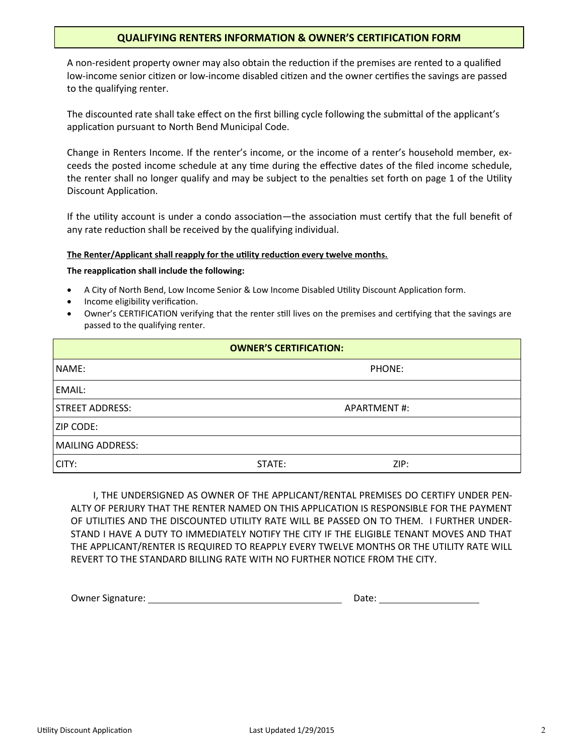## QUALIFYING RENTERS INFORMATION & OWNER'S CERTIFICATION FORM

A non-resident property owner may also obtain the reduction if the premises are rented to a qualified low-income senior citizen or low-income disabled citizen and the owner certifies the savings are passed to the qualifying renter.

The discounted rate shall take effect on the first billing cycle following the submittal of the applicant's application pursuant to North Bend Municipal Code.

Change in Renters Income. If the renter's income, or the income of a renter's household member, exceeds the posted income schedule at any time during the effective dates of the filed income schedule, the renter shall no longer qualify and may be subject to the penalties set forth on page 1 of the Utility Discount Application.

If the utility account is under a condo association—the association must certify that the full benefit of any rate reduction shall be received by the qualifying individual.

**The Renter/Applicant shall reapply for the utility reduction every twelve months.**

**The reapplication shall include the following:**

- A City of North Bend, Low Income Senior & Low Income Disabled Utility Discount Application form.
- Income eligibility verification.
- Owner's CERTIFICATION verifying that the renter still lives on the premises and certifying that the savings are passed to the qualifying renter.

| **OWNER'S CERTIFICATION:** | | |
|---|---|---|
| NAME: | | PHONE: |
| EMAIL: | | |
| STREET ADDRESS: | | APARTMENT #: |
| ZIP CODE: | | |
| MAILING ADDRESS: | | |
| CITY: | STATE: | ZIP: |

I, THE UNDERSIGNED AS OWNER OF THE APPLICANT/RENTAL PREMISES DO CERTIFY UNDER PENALTY OF PERJURY THAT THE RENTER NAMED ON THIS APPLICATION IS RESPONSIBLE FOR THE PAYMENT OF UTILITIES AND THE DISCOUNTED UTILITY RATE WILL BE PASSED ON TO THEM. I FURTHER UNDERSTAND I HAVE A DUTY TO IMMEDIATELY NOTIFY THE CITY IF THE ELIGIBLE TENANT MOVES AND THAT THE APPLICANT/RENTER IS REQUIRED TO REAPPLY EVERY TWELVE MONTHS OR THE UTILITY RATE WILL REVERT TO THE STANDARD BILLING RATE WITH NO FURTHER NOTICE FROM THE CITY.

Owner Signature: ______________________________ Date: ________________